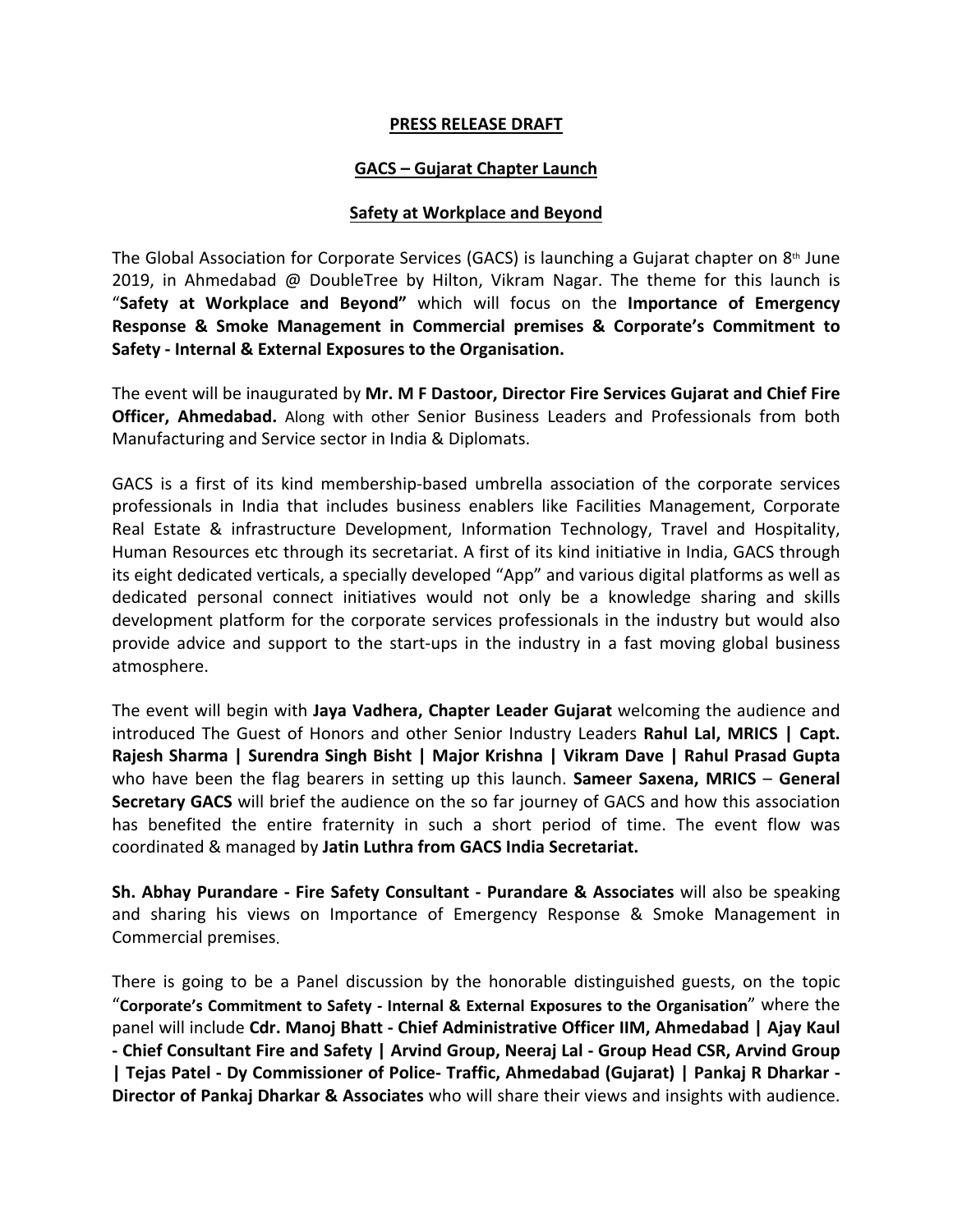**PRESS RELEASE DRAFT**

**GACS – Gujarat Chapter Launch**

**Safety at Workplace and Beyond**

The Global Association for Corporate Services (GACS) is launching a Gujarat chapter on 8th June 2019, in Ahmedabad @ DoubleTree by Hilton, Vikram Nagar. The theme for this launch is "**Safety at Workplace and Beyond"** which will focus on the **Importance of Emergency Response & Smoke Management in Commercial premises & Corporate's Commitment to Safety - Internal & External Exposures to the Organisation.**

The event will be inaugurated by **Mr. M F Dastoor, Director Fire Services Gujarat and Chief Fire Officer, Ahmedabad.** Along with other Senior Business Leaders and Professionals from both Manufacturing and Service sector in India & Diplomats.

GACS is a first of its kind membership-based umbrella association of the corporate services professionals in India that includes business enablers like Facilities Management, Corporate Real Estate & infrastructure Development, Information Technology, Travel and Hospitality, Human Resources etc through its secretariat. A first of its kind initiative in India, GACS through its eight dedicated verticals, a specially developed "App" and various digital platforms as well as dedicated personal connect initiatives would not only be a knowledge sharing and skills development platform for the corporate services professionals in the industry but would also provide advice and support to the start-ups in the industry in a fast moving global business atmosphere.

The event will begin with **Jaya Vadhera, Chapter Leader Gujarat** welcoming the audience and introduced The Guest of Honors and other Senior Industry Leaders **Rahul Lal, MRICS | Capt. Rajesh Sharma | Surendra Singh Bisht | Major Krishna | Vikram Dave | Rahul Prasad Gupta** who have been the flag bearers in setting up this launch. **Sameer Saxena, MRICS** – **General Secretary GACS** will brief the audience on the so far journey of GACS and how this association has benefited the entire fraternity in such a short period of time. The event flow was coordinated & managed by **Jatin Luthra from GACS India Secretariat.**

**Sh. Abhay Purandare - Fire Safety Consultant - Purandare & Associates** will also be speaking and sharing his views on Importance of Emergency Response & Smoke Management in Commercial premises.

There is going to be a Panel discussion by the honorable distinguished guests, on the topic "**Corporate's Commitment to Safety - Internal & External Exposures to the Organisation**" where the panel will include **Cdr. Manoj Bhatt - Chief Administrative Officer IIM, Ahmedabad | Ajay Kaul - Chief Consultant Fire and Safety | Arvind Group, Neeraj Lal - Group Head CSR, Arvind Group | Tejas Patel - Dy Commissioner of Police- Traffic, Ahmedabad (Gujarat) | Pankaj R Dharkar - Director of Pankaj Dharkar & Associates** who will share their views and insights with audience.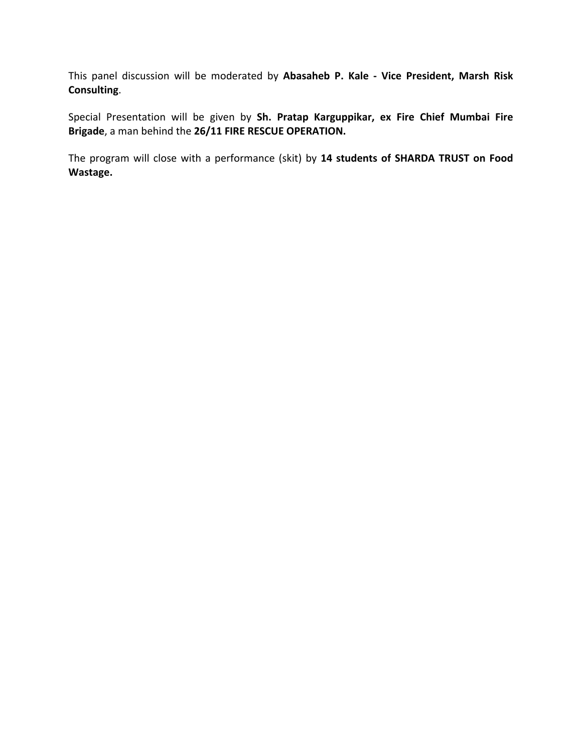This panel discussion will be moderated by **Abasaheb P. Kale - Vice President, Marsh Risk Consulting**.

Special Presentation will be given by **Sh. Pratap Karguppikar, ex Fire Chief Mumbai Fire Brigade**, a man behind the **26/11 FIRE RESCUE OPERATION.**

The program will close with a performance (skit) by **14 students of SHARDA TRUST on Food Wastage.**